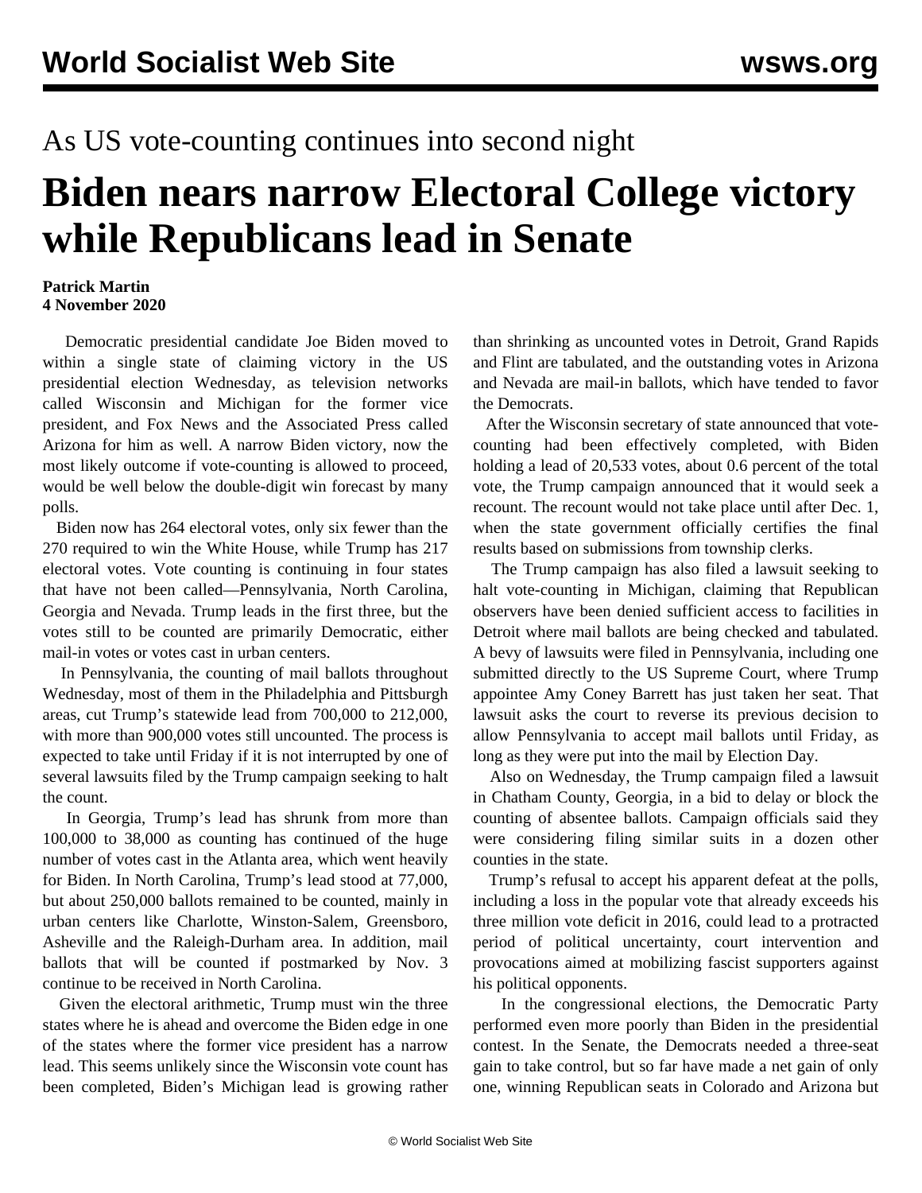As US vote-counting continues into second night

# Biden nears narrow Electoral College victory while Republicans lead in Senate

**Patrick Martin**
**4 November 2020**

Democratic presidential candidate Joe Biden moved to within a single state of claiming victory in the US presidential election Wednesday, as television networks called Wisconsin and Michigan for the former vice president, and Fox News and the Associated Press called Arizona for him as well. A narrow Biden victory, now the most likely outcome if vote-counting is allowed to proceed, would be well below the double-digit win forecast by many polls.

Biden now has 264 electoral votes, only six fewer than the 270 required to win the White House, while Trump has 217 electoral votes. Vote counting is continuing in four states that have not been called—Pennsylvania, North Carolina, Georgia and Nevada. Trump leads in the first three, but the votes still to be counted are primarily Democratic, either mail-in votes or votes cast in urban centers.

In Pennsylvania, the counting of mail ballots throughout Wednesday, most of them in the Philadelphia and Pittsburgh areas, cut Trump's statewide lead from 700,000 to 212,000, with more than 900,000 votes still uncounted. The process is expected to take until Friday if it is not interrupted by one of several lawsuits filed by the Trump campaign seeking to halt the count.

In Georgia, Trump's lead has shrunk from more than 100,000 to 38,000 as counting has continued of the huge number of votes cast in the Atlanta area, which went heavily for Biden. In North Carolina, Trump's lead stood at 77,000, but about 250,000 ballots remained to be counted, mainly in urban centers like Charlotte, Winston-Salem, Greensboro, Asheville and the Raleigh-Durham area. In addition, mail ballots that will be counted if postmarked by Nov. 3 continue to be received in North Carolina.

Given the electoral arithmetic, Trump must win the three states where he is ahead and overcome the Biden edge in one of the states where the former vice president has a narrow lead. This seems unlikely since the Wisconsin vote count has been completed, Biden's Michigan lead is growing rather than shrinking as uncounted votes in Detroit, Grand Rapids and Flint are tabulated, and the outstanding votes in Arizona and Nevada are mail-in ballots, which have tended to favor the Democrats.

After the Wisconsin secretary of state announced that vote-counting had been effectively completed, with Biden holding a lead of 20,533 votes, about 0.6 percent of the total vote, the Trump campaign announced that it would seek a recount. The recount would not take place until after Dec. 1, when the state government officially certifies the final results based on submissions from township clerks.

The Trump campaign has also filed a lawsuit seeking to halt vote-counting in Michigan, claiming that Republican observers have been denied sufficient access to facilities in Detroit where mail ballots are being checked and tabulated. A bevy of lawsuits were filed in Pennsylvania, including one submitted directly to the US Supreme Court, where Trump appointee Amy Coney Barrett has just taken her seat. That lawsuit asks the court to reverse its previous decision to allow Pennsylvania to accept mail ballots until Friday, as long as they were put into the mail by Election Day.

Also on Wednesday, the Trump campaign filed a lawsuit in Chatham County, Georgia, in a bid to delay or block the counting of absentee ballots. Campaign officials said they were considering filing similar suits in a dozen other counties in the state.

Trump's refusal to accept his apparent defeat at the polls, including a loss in the popular vote that already exceeds his three million vote deficit in 2016, could lead to a protracted period of political uncertainty, court intervention and provocations aimed at mobilizing fascist supporters against his political opponents.

In the congressional elections, the Democratic Party performed even more poorly than Biden in the presidential contest. In the Senate, the Democrats needed a three-seat gain to take control, but so far have made a net gain of only one, winning Republican seats in Colorado and Arizona but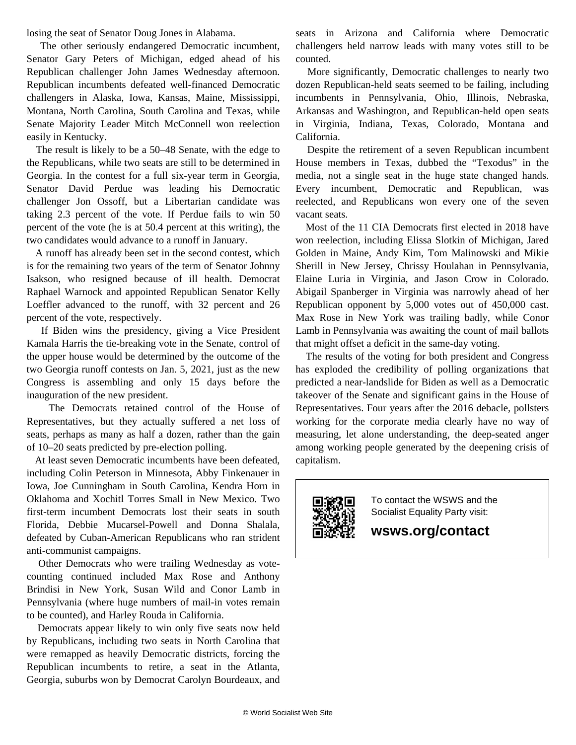losing the seat of Senator Doug Jones in Alabama.

The other seriously endangered Democratic incumbent, Senator Gary Peters of Michigan, edged ahead of his Republican challenger John James Wednesday afternoon. Republican incumbents defeated well-financed Democratic challengers in Alaska, Iowa, Kansas, Maine, Mississippi, Montana, North Carolina, South Carolina and Texas, while Senate Majority Leader Mitch McConnell won reelection easily in Kentucky.

The result is likely to be a 50–48 Senate, with the edge to the Republicans, while two seats are still to be determined in Georgia. In the contest for a full six-year term in Georgia, Senator David Perdue was leading his Democratic challenger Jon Ossoff, but a Libertarian candidate was taking 2.3 percent of the vote. If Perdue fails to win 50 percent of the vote (he is at 50.4 percent at this writing), the two candidates would advance to a runoff in January.

A runoff has already been set in the second contest, which is for the remaining two years of the term of Senator Johnny Isakson, who resigned because of ill health. Democrat Raphael Warnock and appointed Republican Senator Kelly Loeffler advanced to the runoff, with 32 percent and 26 percent of the vote, respectively.

If Biden wins the presidency, giving a Vice President Kamala Harris the tie-breaking vote in the Senate, control of the upper house would be determined by the outcome of the two Georgia runoff contests on Jan. 5, 2021, just as the new Congress is assembling and only 15 days before the inauguration of the new president.

The Democrats retained control of the House of Representatives, but they actually suffered a net loss of seats, perhaps as many as half a dozen, rather than the gain of 10–20 seats predicted by pre-election polling.

At least seven Democratic incumbents have been defeated, including Colin Peterson in Minnesota, Abby Finkenauer in Iowa, Joe Cunningham in South Carolina, Kendra Horn in Oklahoma and Xochitl Torres Small in New Mexico. Two first-term incumbent Democrats lost their seats in south Florida, Debbie Mucarsel-Powell and Donna Shalala, defeated by Cuban-American Republicans who ran strident anti-communist campaigns.

Other Democrats who were trailing Wednesday as vote-counting continued included Max Rose and Anthony Brindisi in New York, Susan Wild and Conor Lamb in Pennsylvania (where huge numbers of mail-in votes remain to be counted), and Harley Rouda in California.

Democrats appear likely to win only five seats now held by Republicans, including two seats in North Carolina that were remapped as heavily Democratic districts, forcing the Republican incumbents to retire, a seat in the Atlanta, Georgia, suburbs won by Democrat Carolyn Bourdeaux, and seats in Arizona and California where Democratic challengers held narrow leads with many votes still to be counted.

More significantly, Democratic challenges to nearly two dozen Republican-held seats seemed to be failing, including incumbents in Pennsylvania, Ohio, Illinois, Nebraska, Arkansas and Washington, and Republican-held open seats in Virginia, Indiana, Texas, Colorado, Montana and California.

Despite the retirement of a seven Republican incumbent House members in Texas, dubbed the "Texodus" in the media, not a single seat in the huge state changed hands. Every incumbent, Democratic and Republican, was reelected, and Republicans won every one of the seven vacant seats.

Most of the 11 CIA Democrats first elected in 2018 have won reelection, including Elissa Slotkin of Michigan, Jared Golden in Maine, Andy Kim, Tom Malinowski and Mikie Sherill in New Jersey, Chrissy Houlahan in Pennsylvania, Elaine Luria in Virginia, and Jason Crow in Colorado. Abigail Spanberger in Virginia was narrowly ahead of her Republican opponent by 5,000 votes out of 450,000 cast. Max Rose in New York was trailing badly, while Conor Lamb in Pennsylvania was awaiting the count of mail ballots that might offset a deficit in the same-day voting.

The results of the voting for both president and Congress has exploded the credibility of polling organizations that predicted a near-landslide for Biden as well as a Democratic takeover of the Senate and significant gains in the House of Representatives. Four years after the 2016 debacle, pollsters working for the corporate media clearly have no way of measuring, let alone understanding, the deep-seated anger among working people generated by the deepening crisis of capitalism.

To contact the WSWS and the Socialist Equality Party visit:

**wsws.org/contact**